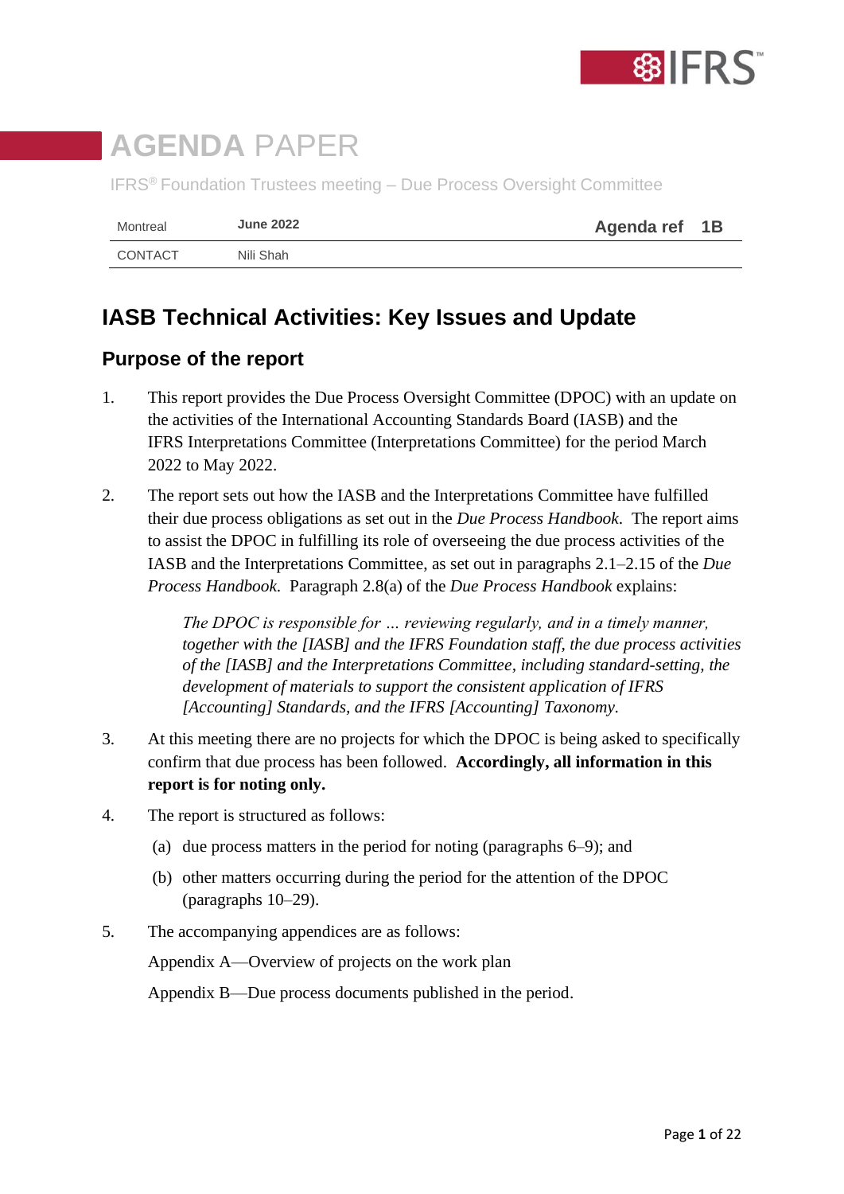# AGENDA PAPER

IFRS® Foundation Trustees meeting – Due Process Oversight Committee

| Montreal | June 2022 | Agenda ref | 1B |
|---|---|---|---|
| CONTACT | Nili Shah | | |

## IASB Technical Activities: Key Issues and Update

### Purpose of the report

1. This report provides the Due Process Oversight Committee (DPOC) with an update on the activities of the International Accounting Standards Board (IASB) and the IFRS Interpretations Committee (Interpretations Committee) for the period March 2022 to May 2022.

2. The report sets out how the IASB and the Interpretations Committee have fulfilled their due process obligations as set out in the *Due Process Handbook*. The report aims to assist the DPOC in fulfilling its role of overseeing the due process activities of the IASB and the Interpretations Committee, as set out in paragraphs 2.1–2.15 of the *Due Process Handbook*. Paragraph 2.8(a) of the *Due Process Handbook* explains:

   > *The DPOC is responsible for … reviewing regularly, and in a timely manner, together with the [IASB] and the IFRS Foundation staff, the due process activities of the [IASB] and the Interpretations Committee, including standard-setting, the development of materials to support the consistent application of IFRS [Accounting] Standards, and the IFRS [Accounting] Taxonomy.*

3. At this meeting there are no projects for which the DPOC is being asked to specifically confirm that due process has been followed. **Accordingly, all information in this report is for noting only.**

4. The report is structured as follows:

   (a) due process matters in the period for noting (paragraphs 6–9); and

   (b) other matters occurring during the period for the attention of the DPOC (paragraphs 10–29).

5. The accompanying appendices are as follows:

   Appendix A—Overview of projects on the work plan

   Appendix B—Due process documents published in the period.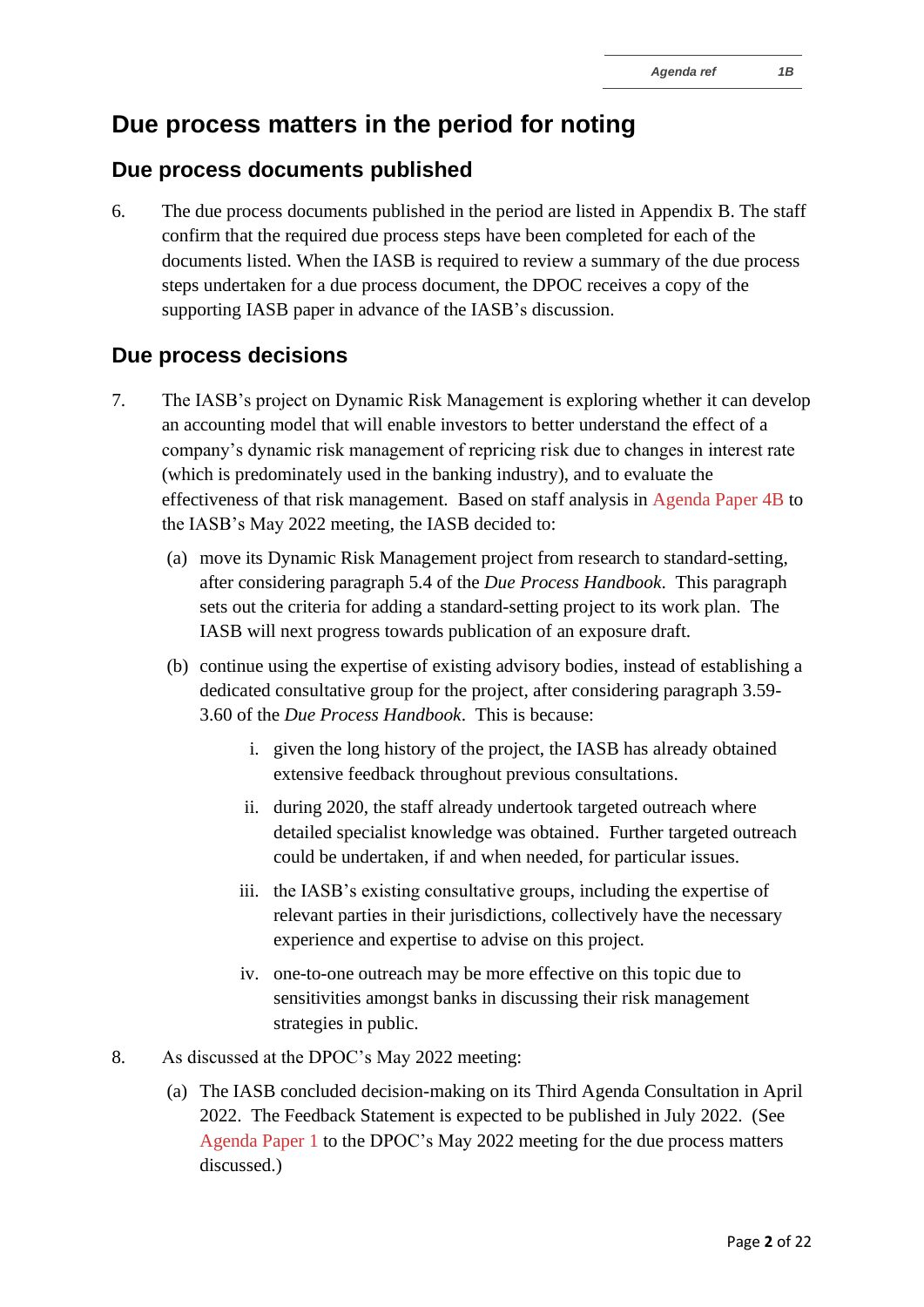# Due process matters in the period for noting

## Due process documents published

6. The due process documents published in the period are listed in Appendix B. The staff confirm that the required due process steps have been completed for each of the documents listed. When the IASB is required to review a summary of the due process steps undertaken for a due process document, the DPOC receives a copy of the supporting IASB paper in advance of the IASB's discussion.

## Due process decisions

7. The IASB's project on Dynamic Risk Management is exploring whether it can develop an accounting model that will enable investors to better understand the effect of a company's dynamic risk management of repricing risk due to changes in interest rate (which is predominately used in the banking industry), and to evaluate the effectiveness of that risk management. Based on staff analysis in Agenda Paper 4B to the IASB's May 2022 meeting, the IASB decided to:

   (a) move its Dynamic Risk Management project from research to standard-setting, after considering paragraph 5.4 of the *Due Process Handbook*. This paragraph sets out the criteria for adding a standard-setting project to its work plan. The IASB will next progress towards publication of an exposure draft.

   (b) continue using the expertise of existing advisory bodies, instead of establishing a dedicated consultative group for the project, after considering paragraph 3.59-3.60 of the *Due Process Handbook*. This is because:

      i. given the long history of the project, the IASB has already obtained extensive feedback throughout previous consultations.

      ii. during 2020, the staff already undertook targeted outreach where detailed specialist knowledge was obtained. Further targeted outreach could be undertaken, if and when needed, for particular issues.

      iii. the IASB's existing consultative groups, including the expertise of relevant parties in their jurisdictions, collectively have the necessary experience and expertise to advise on this project.

      iv. one-to-one outreach may be more effective on this topic due to sensitivities amongst banks in discussing their risk management strategies in public.

8. As discussed at the DPOC's May 2022 meeting:

   (a) The IASB concluded decision-making on its Third Agenda Consultation in April 2022. The Feedback Statement is expected to be published in July 2022. (See Agenda Paper 1 to the DPOC's May 2022 meeting for the due process matters discussed.)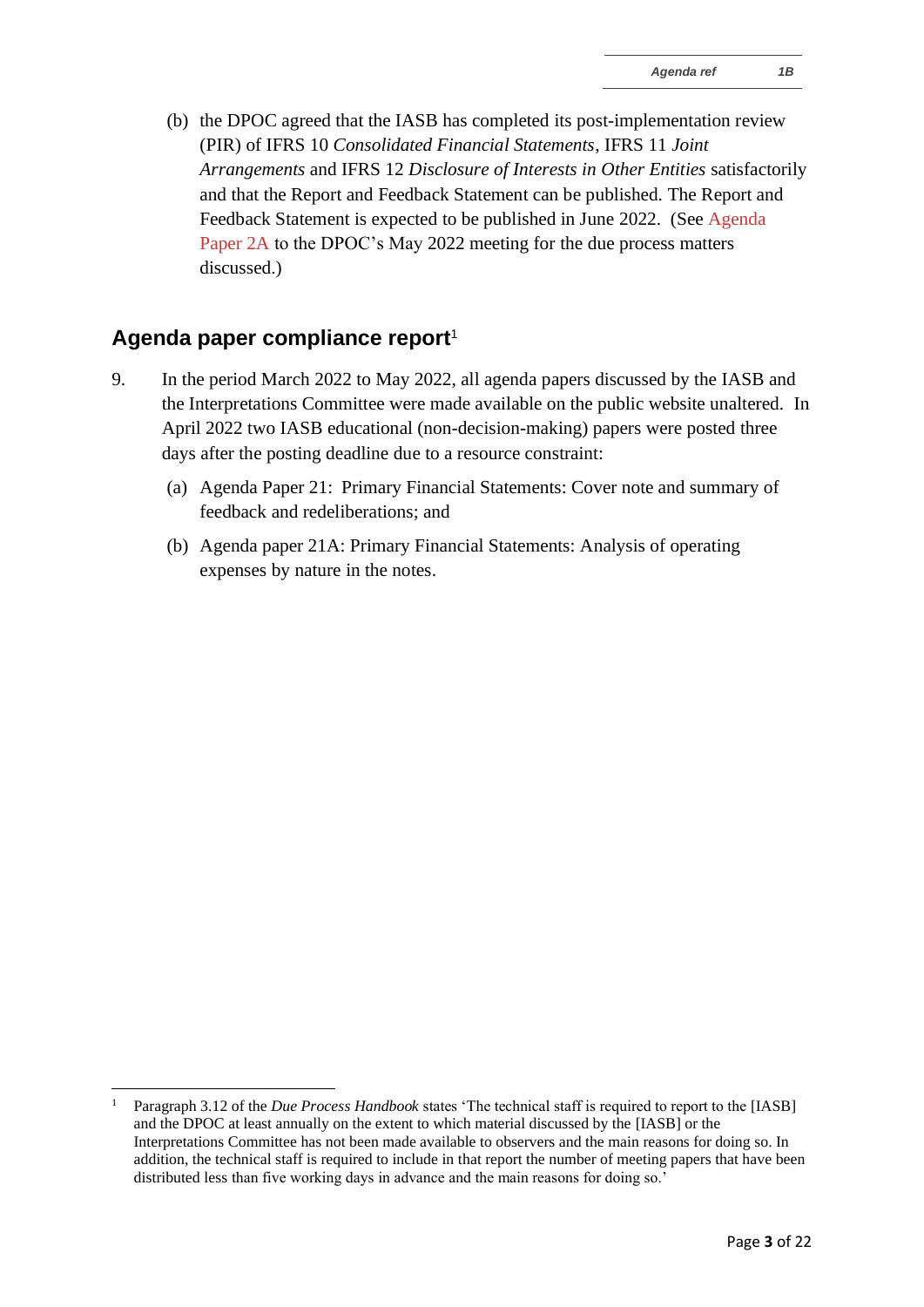(b) the DPOC agreed that the IASB has completed its post-implementation review (PIR) of IFRS 10 *Consolidated Financial Statements*, IFRS 11 *Joint Arrangements* and IFRS 12 *Disclosure of Interests in Other Entities* satisfactorily and that the Report and Feedback Statement can be published. The Report and Feedback Statement is expected to be published in June 2022. (See Agenda Paper 2A to the DPOC's May 2022 meeting for the due process matters discussed.)

## Agenda paper compliance report[1]

9. In the period March 2022 to May 2022, all agenda papers discussed by the IASB and the Interpretations Committee were made available on the public website unaltered. In April 2022 two IASB educational (non-decision-making) papers were posted three days after the posting deadline due to a resource constraint:

   (a) Agenda Paper 21: Primary Financial Statements: Cover note and summary of feedback and redeliberations; and

   (b) Agenda paper 21A: Primary Financial Statements: Analysis of operating expenses by nature in the notes.

---

[1] Paragraph 3.12 of the *Due Process Handbook* states 'The technical staff is required to report to the [IASB] and the DPOC at least annually on the extent to which material discussed by the [IASB] or the Interpretations Committee has not been made available to observers and the main reasons for doing so. In addition, the technical staff is required to include in that report the number of meeting papers that have been distributed less than five working days in advance and the main reasons for doing so.'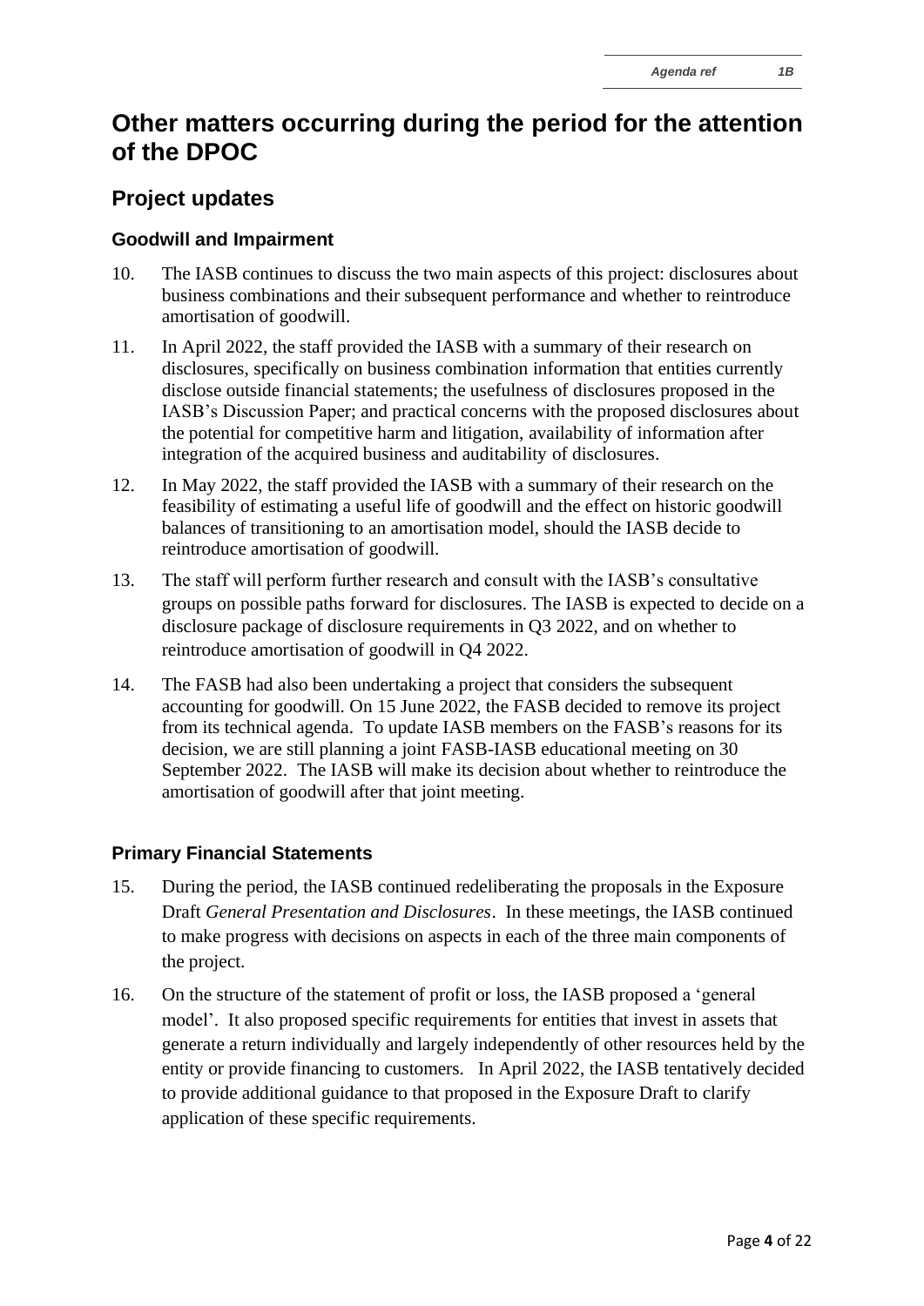# Other matters occurring during the period for the attention of the DPOC

## Project updates

### Goodwill and Impairment

10. The IASB continues to discuss the two main aspects of this project: disclosures about business combinations and their subsequent performance and whether to reintroduce amortisation of goodwill.

11. In April 2022, the staff provided the IASB with a summary of their research on disclosures, specifically on business combination information that entities currently disclose outside financial statements; the usefulness of disclosures proposed in the IASB's Discussion Paper; and practical concerns with the proposed disclosures about the potential for competitive harm and litigation, availability of information after integration of the acquired business and auditability of disclosures.

12. In May 2022, the staff provided the IASB with a summary of their research on the feasibility of estimating a useful life of goodwill and the effect on historic goodwill balances of transitioning to an amortisation model, should the IASB decide to reintroduce amortisation of goodwill.

13. The staff will perform further research and consult with the IASB's consultative groups on possible paths forward for disclosures. The IASB is expected to decide on a disclosure package of disclosure requirements in Q3 2022, and on whether to reintroduce amortisation of goodwill in Q4 2022.

14. The FASB had also been undertaking a project that considers the subsequent accounting for goodwill. On 15 June 2022, the FASB decided to remove its project from its technical agenda. To update IASB members on the FASB's reasons for its decision, we are still planning a joint FASB-IASB educational meeting on 30 September 2022. The IASB will make its decision about whether to reintroduce the amortisation of goodwill after that joint meeting.

### Primary Financial Statements

15. During the period, the IASB continued redeliberating the proposals in the Exposure Draft *General Presentation and Disclosures*. In these meetings, the IASB continued to make progress with decisions on aspects in each of the three main components of the project.

16. On the structure of the statement of profit or loss, the IASB proposed a 'general model'. It also proposed specific requirements for entities that invest in assets that generate a return individually and largely independently of other resources held by the entity or provide financing to customers. In April 2022, the IASB tentatively decided to provide additional guidance to that proposed in the Exposure Draft to clarify application of these specific requirements.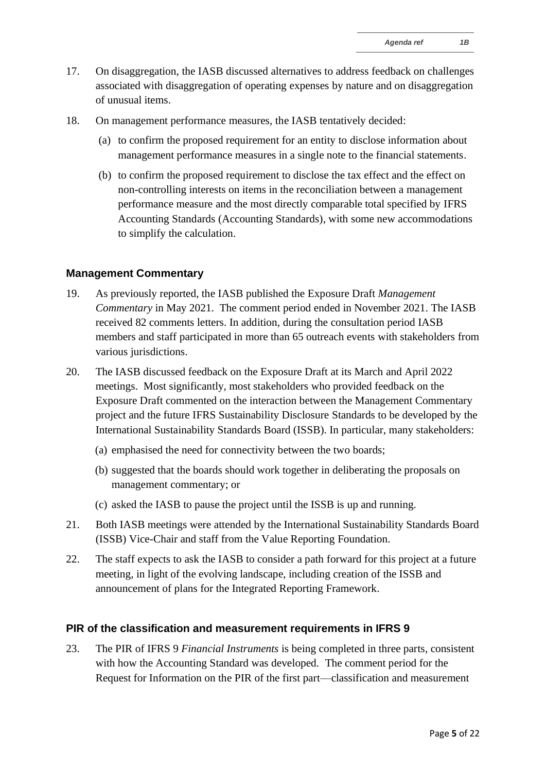17. On disaggregation, the IASB discussed alternatives to address feedback on challenges associated with disaggregation of operating expenses by nature and on disaggregation of unusual items.

18. On management performance measures, the IASB tentatively decided:

    (a) to confirm the proposed requirement for an entity to disclose information about management performance measures in a single note to the financial statements.

    (b) to confirm the proposed requirement to disclose the tax effect and the effect on non-controlling interests on items in the reconciliation between a management performance measure and the most directly comparable total specified by IFRS Accounting Standards (Accounting Standards), with some new accommodations to simplify the calculation.

## Management Commentary

19. As previously reported, the IASB published the Exposure Draft *Management Commentary* in May 2021. The comment period ended in November 2021. The IASB received 82 comments letters. In addition, during the consultation period IASB members and staff participated in more than 65 outreach events with stakeholders from various jurisdictions.

20. The IASB discussed feedback on the Exposure Draft at its March and April 2022 meetings. Most significantly, most stakeholders who provided feedback on the Exposure Draft commented on the interaction between the Management Commentary project and the future IFRS Sustainability Disclosure Standards to be developed by the International Sustainability Standards Board (ISSB). In particular, many stakeholders:

    (a) emphasised the need for connectivity between the two boards;

    (b) suggested that the boards should work together in deliberating the proposals on management commentary; or

    (c) asked the IASB to pause the project until the ISSB is up and running.

21. Both IASB meetings were attended by the International Sustainability Standards Board (ISSB) Vice-Chair and staff from the Value Reporting Foundation.

22. The staff expects to ask the IASB to consider a path forward for this project at a future meeting, in light of the evolving landscape, including creation of the ISSB and announcement of plans for the Integrated Reporting Framework.

## PIR of the classification and measurement requirements in IFRS 9

23. The PIR of IFRS 9 *Financial Instruments* is being completed in three parts, consistent with how the Accounting Standard was developed. The comment period for the Request for Information on the PIR of the first part—classification and measurement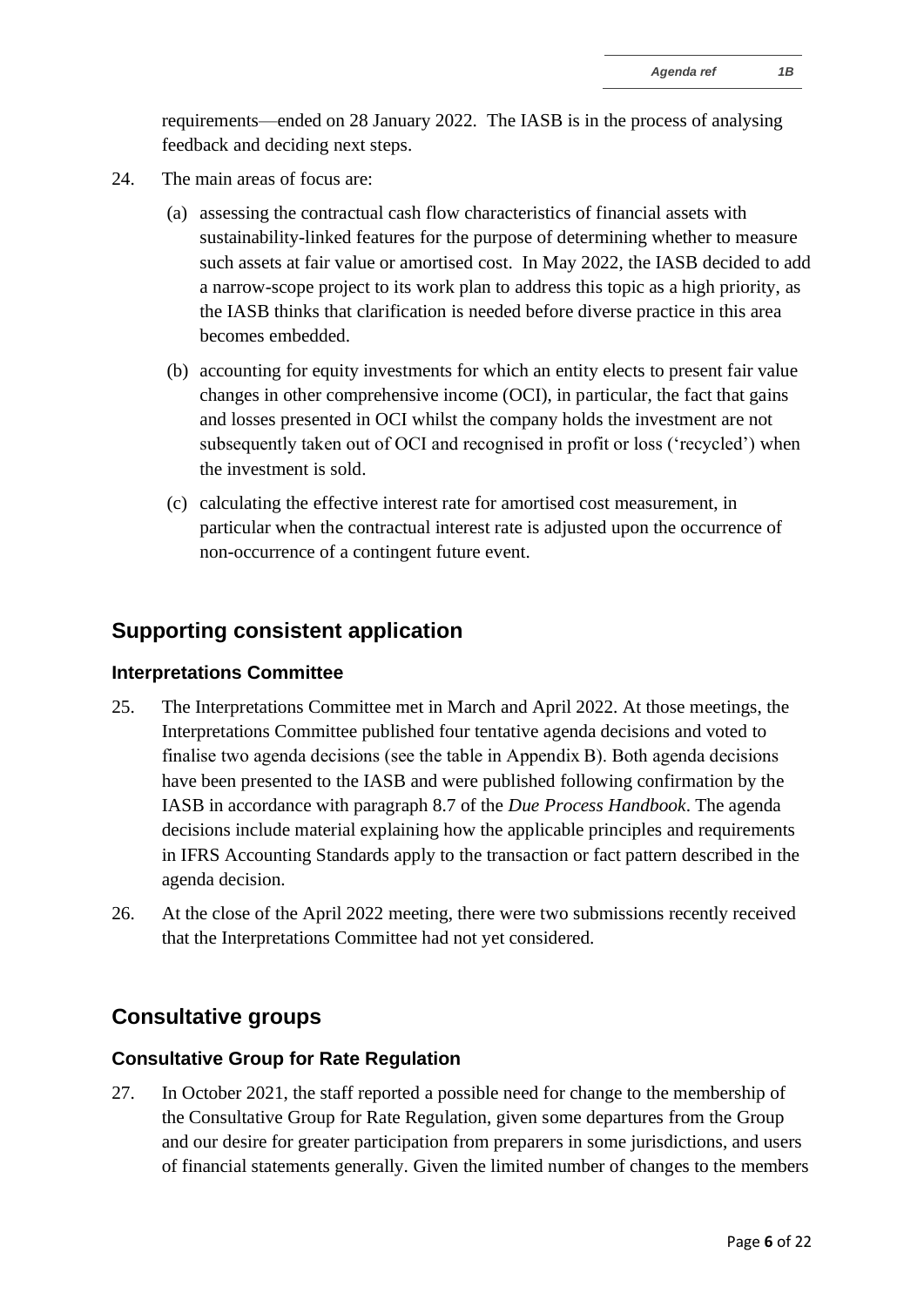requirements—ended on 28 January 2022. The IASB is in the process of analysing feedback and deciding next steps.

24. The main areas of focus are:

    (a) assessing the contractual cash flow characteristics of financial assets with sustainability-linked features for the purpose of determining whether to measure such assets at fair value or amortised cost. In May 2022, the IASB decided to add a narrow-scope project to its work plan to address this topic as a high priority, as the IASB thinks that clarification is needed before diverse practice in this area becomes embedded.

    (b) accounting for equity investments for which an entity elects to present fair value changes in other comprehensive income (OCI), in particular, the fact that gains and losses presented in OCI whilst the company holds the investment are not subsequently taken out of OCI and recognised in profit or loss ('recycled') when the investment is sold.

    (c) calculating the effective interest rate for amortised cost measurement, in particular when the contractual interest rate is adjusted upon the occurrence of non-occurrence of a contingent future event.

## Supporting consistent application

### Interpretations Committee

25. The Interpretations Committee met in March and April 2022. At those meetings, the Interpretations Committee published four tentative agenda decisions and voted to finalise two agenda decisions (see the table in Appendix B). Both agenda decisions have been presented to the IASB and were published following confirmation by the IASB in accordance with paragraph 8.7 of the *Due Process Handbook*. The agenda decisions include material explaining how the applicable principles and requirements in IFRS Accounting Standards apply to the transaction or fact pattern described in the agenda decision.

26. At the close of the April 2022 meeting, there were two submissions recently received that the Interpretations Committee had not yet considered.

## Consultative groups

### Consultative Group for Rate Regulation

27. In October 2021, the staff reported a possible need for change to the membership of the Consultative Group for Rate Regulation, given some departures from the Group and our desire for greater participation from preparers in some jurisdictions, and users of financial statements generally. Given the limited number of changes to the members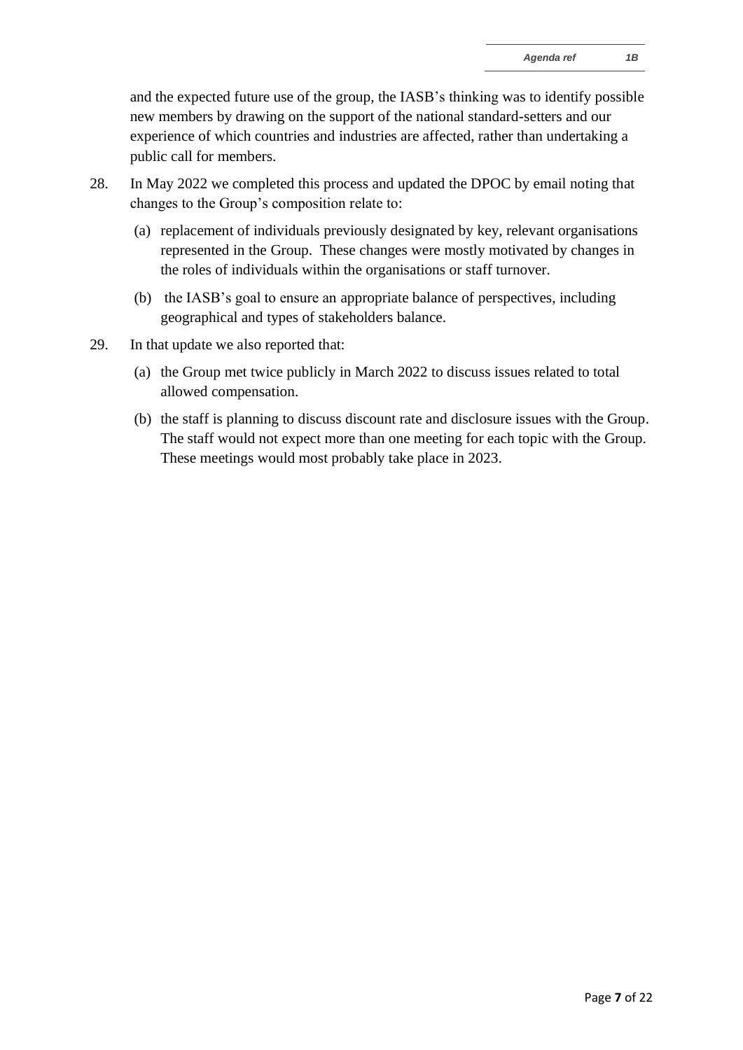and the expected future use of the group, the IASB's thinking was to identify possible new members by drawing on the support of the national standard-setters and our experience of which countries and industries are affected, rather than undertaking a public call for members.

28. In May 2022 we completed this process and updated the DPOC by email noting that changes to the Group's composition relate to:

    (a) replacement of individuals previously designated by key, relevant organisations represented in the Group. These changes were mostly motivated by changes in the roles of individuals within the organisations or staff turnover.

    (b) the IASB's goal to ensure an appropriate balance of perspectives, including geographical and types of stakeholders balance.

29. In that update we also reported that:

    (a) the Group met twice publicly in March 2022 to discuss issues related to total allowed compensation.

    (b) the staff is planning to discuss discount rate and disclosure issues with the Group. The staff would not expect more than one meeting for each topic with the Group. These meetings would most probably take place in 2023.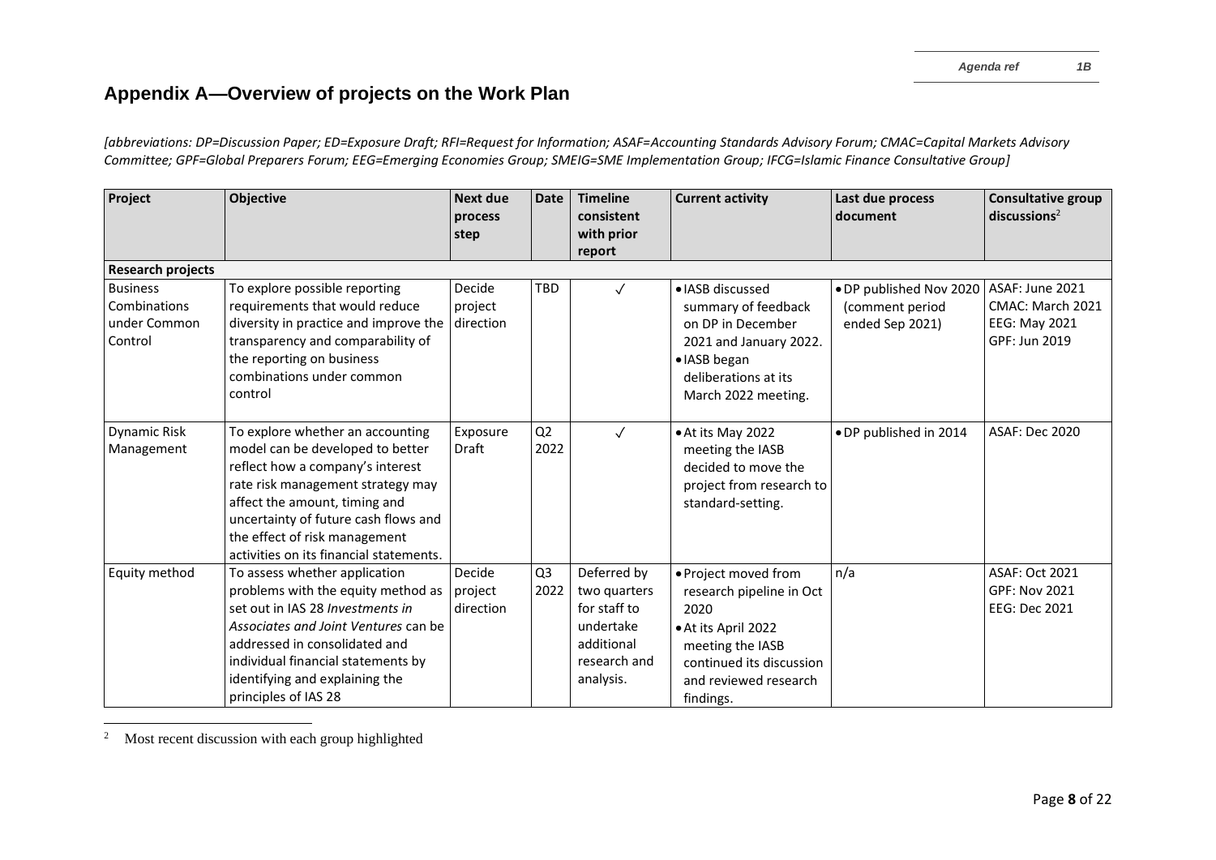## Appendix A—Overview of projects on the Work Plan

*[abbreviations: DP=Discussion Paper; ED=Exposure Draft; RFI=Request for Information; ASAF=Accounting Standards Advisory Forum; CMAC=Capital Markets Advisory Committee; GPF=Global Preparers Forum; EEG=Emerging Economies Group; SMEIG=SME Implementation Group; IFCG=Islamic Finance Consultative Group]*

| Project | Objective | Next due process step | Date | Timeline consistent with prior report | Current activity | Last due process document | Consultative group discussions[2] |
|---|---|---|---|---|---|---|---|
| **Research projects** | | | | | | | |
| Business Combinations under Common Control | To explore possible reporting requirements that would reduce diversity in practice and improve the transparency and comparability of the reporting on business combinations under common control | Decide project direction | TBD | ✓ | • IASB discussed summary of feedback on DP in December 2021 and January 2022.<br>• IASB began deliberations at its March 2022 meeting. | • DP published Nov 2020 (comment period ended Sep 2021) | ASAF: June 2021<br>CMAC: March 2021<br>EEG: May 2021<br>GPF: Jun 2019 |
| Dynamic Risk Management | To explore whether an accounting model can be developed to better reflect how a company's interest rate risk management strategy may affect the amount, timing and uncertainty of future cash flows and the effect of risk management activities on its financial statements. | Exposure Draft | Q2 2022 | ✓ | • At its May 2022 meeting the IASB decided to move the project from research to standard-setting. | • DP published in 2014 | ASAF: Dec 2020 |
| Equity method | To assess whether application problems with the equity method as set out in IAS 28 *Investments in Associates and Joint Ventures* can be addressed in consolidated and individual financial statements by identifying and explaining the principles of IAS 28 | Decide project direction | Q3 2022 | Deferred by two quarters for staff to undertake additional research and analysis. | • Project moved from research pipeline in Oct 2020<br>• At its April 2022 meeting the IASB continued its discussion and reviewed research findings. | n/a | ASAF: Oct 2021<br>GPF: Nov 2021<br>EEG: Dec 2021 |

[2] Most recent discussion with each group highlighted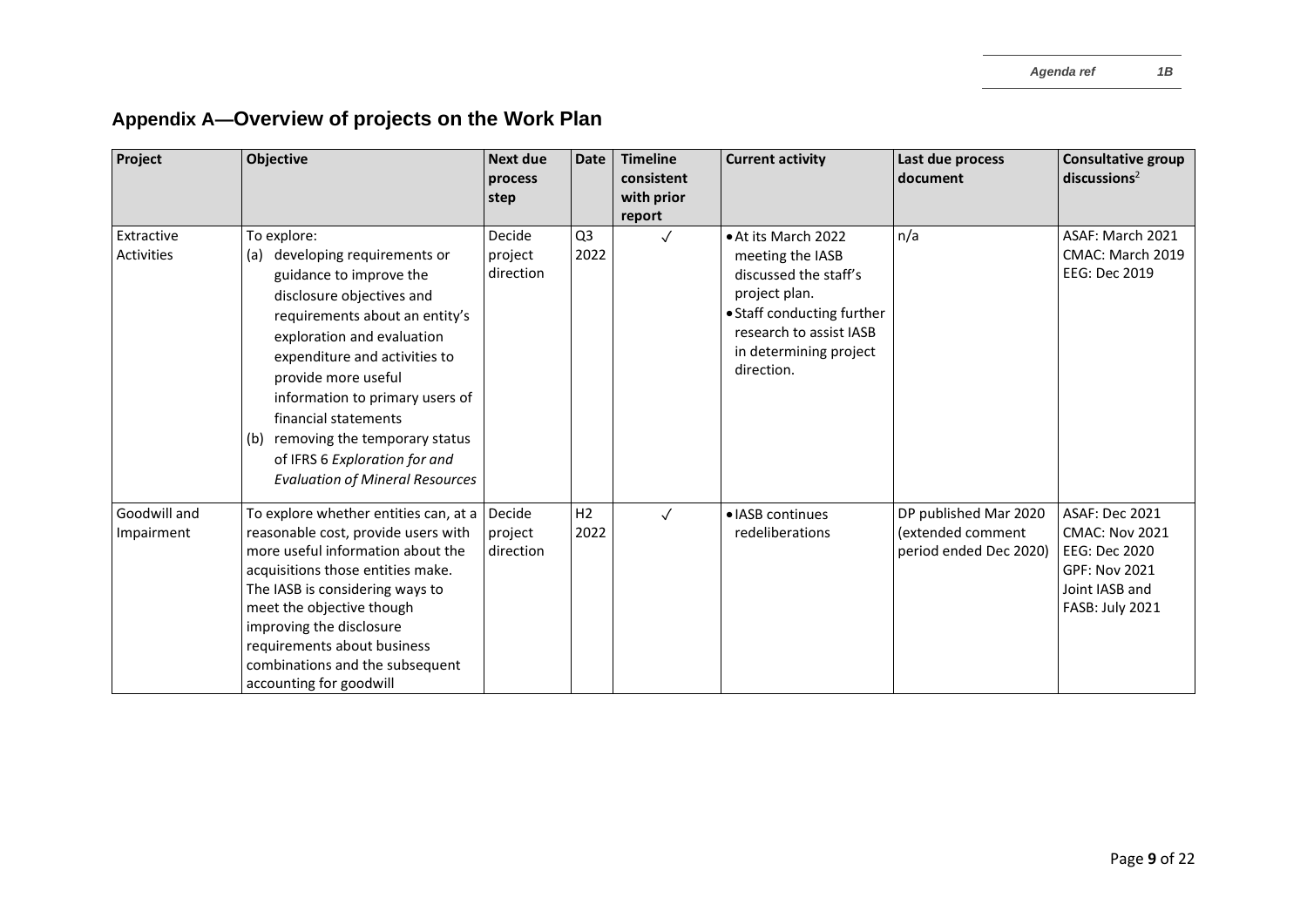## Appendix A—Overview of projects on the Work Plan

| Project | Objective | Next due process step | Date | Timeline consistent with prior report | Current activity | Last due process document | Consultative group discussions[2] |
|---|---|---|---|---|---|---|---|
| Extractive Activities | To explore:<br>(a) developing requirements or guidance to improve the disclosure objectives and requirements about an entity's exploration and evaluation expenditure and activities to provide more useful information to primary users of financial statements<br>(b) removing the temporary status of IFRS 6 *Exploration for and Evaluation of Mineral Resources* | Decide project direction | Q3 2022 | ✓ | • At its March 2022 meeting the IASB discussed the staff's project plan.<br>• Staff conducting further research to assist IASB in determining project direction. | n/a | ASAF: March 2021<br>CMAC: March 2019<br>EEG: Dec 2019 |
| Goodwill and Impairment | To explore whether entities can, at a reasonable cost, provide users with more useful information about the acquisitions those entities make. The IASB is considering ways to meet the objective though improving the disclosure requirements about business combinations and the subsequent accounting for goodwill | Decide project direction | H2 2022 | ✓ | • IASB continues redeliberations | DP published Mar 2020 (extended comment period ended Dec 2020) | ASAF: Dec 2021<br>CMAC: Nov 2021<br>EEG: Dec 2020<br>GPF: Nov 2021<br>Joint IASB and FASB: July 2021 |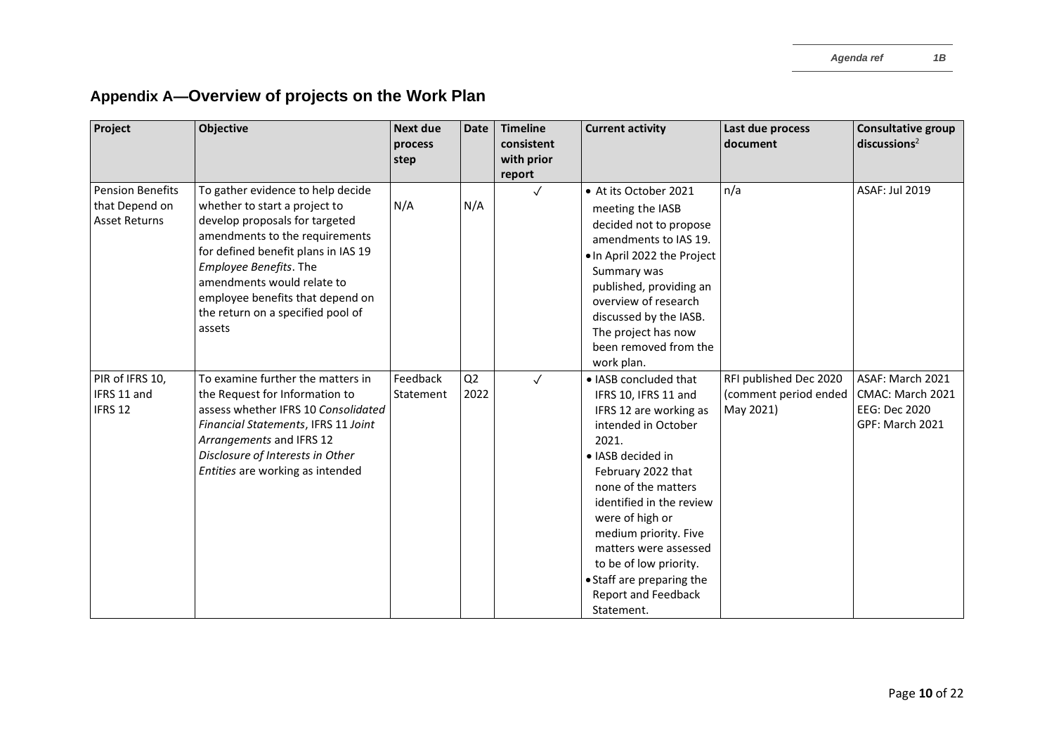## Appendix A—Overview of projects on the Work Plan

| Project | Objective | Next due process step | Date | Timeline consistent with prior report | Current activity | Last due process document | Consultative group discussions[2] |
|---|---|---|---|---|---|---|---|
| Pension Benefits that Depend on Asset Returns | To gather evidence to help decide whether to start a project to develop proposals for targeted amendments to the requirements for defined benefit plans in IAS 19 *Employee Benefits*. The amendments would relate to employee benefits that depend on the return on a specified pool of assets | N/A | N/A | ✓ | • At its October 2021 meeting the IASB decided not to propose amendments to IAS 19. <br>• In April 2022 the Project Summary was published, providing an overview of research discussed by the IASB. The project has now been removed from the work plan. | n/a | ASAF: Jul 2019 |
| PIR of IFRS 10, IFRS 11 and IFRS 12 | To examine further the matters in the Request for Information to assess whether IFRS 10 *Consolidated Financial Statements*, IFRS 11 *Joint Arrangements* and IFRS 12 *Disclosure of Interests in Other Entities* are working as intended | Feedback Statement | Q2 2022 | ✓ | • IASB concluded that IFRS 10, IFRS 11 and IFRS 12 are working as intended in October 2021. <br>• IASB decided in February 2022 that none of the matters identified in the review were of high or medium priority. Five matters were assessed to be of low priority. <br>• Staff are preparing the Report and Feedback Statement. | RFI published Dec 2020 (comment period ended May 2021) | ASAF: March 2021 <br>CMAC: March 2021 <br>EEG: Dec 2020 <br>GPF: March 2021 |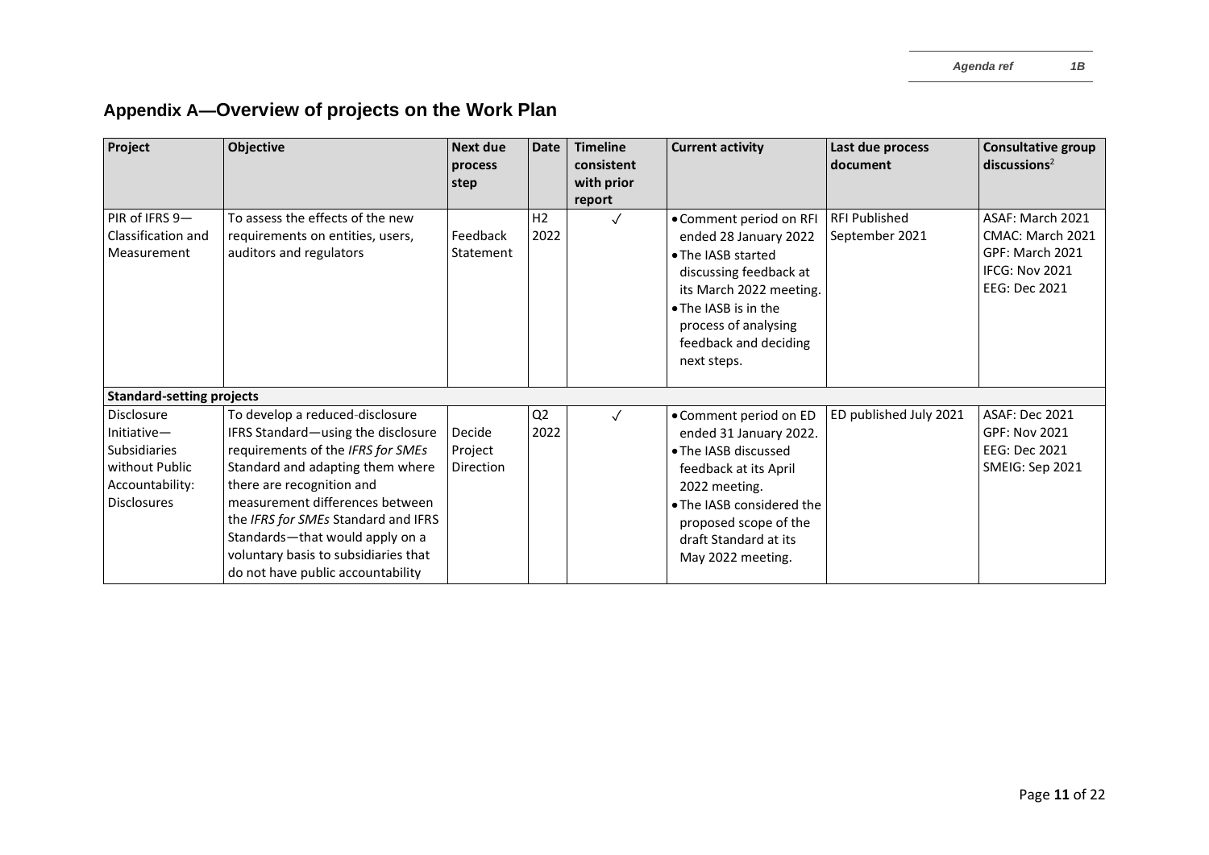## Appendix A—Overview of projects on the Work Plan

| Project | Objective | Next due process step | Date | Timeline consistent with prior report | Current activity | Last due process document | Consultative group discussions[2] |
|---|---|---|---|---|---|---|---|
| PIR of IFRS 9—Classification and Measurement | To assess the effects of the new requirements on entities, users, auditors and regulators | Feedback Statement | H2 2022 | ✓ | • Comment period on RFI ended 28 January 2022<br>• The IASB started discussing feedback at its March 2022 meeting.<br>• The IASB is in the process of analysing feedback and deciding next steps. | RFI Published September 2021 | ASAF: March 2021<br>CMAC: March 2021<br>GPF: March 2021<br>IFCG: Nov 2021<br>EEG: Dec 2021 |
| **Standard-setting projects** | | | | | | | |
| Disclosure Initiative—Subsidiaries without Public Accountability: Disclosures | To develop a reduced-disclosure IFRS Standard—using the disclosure requirements of the *IFRS for SMEs* Standard and adapting them where there are recognition and measurement differences between the *IFRS for SMEs* Standard and IFRS Standards—that would apply on a voluntary basis to subsidiaries that do not have public accountability | Decide Project Direction | Q2 2022 | ✓ | • Comment period on ED ended 31 January 2022.<br>• The IASB discussed feedback at its April 2022 meeting.<br>• The IASB considered the proposed scope of the draft Standard at its May 2022 meeting. | ED published July 2021 | ASAF: Dec 2021<br>GPF: Nov 2021<br>EEG: Dec 2021<br>SMEIG: Sep 2021 |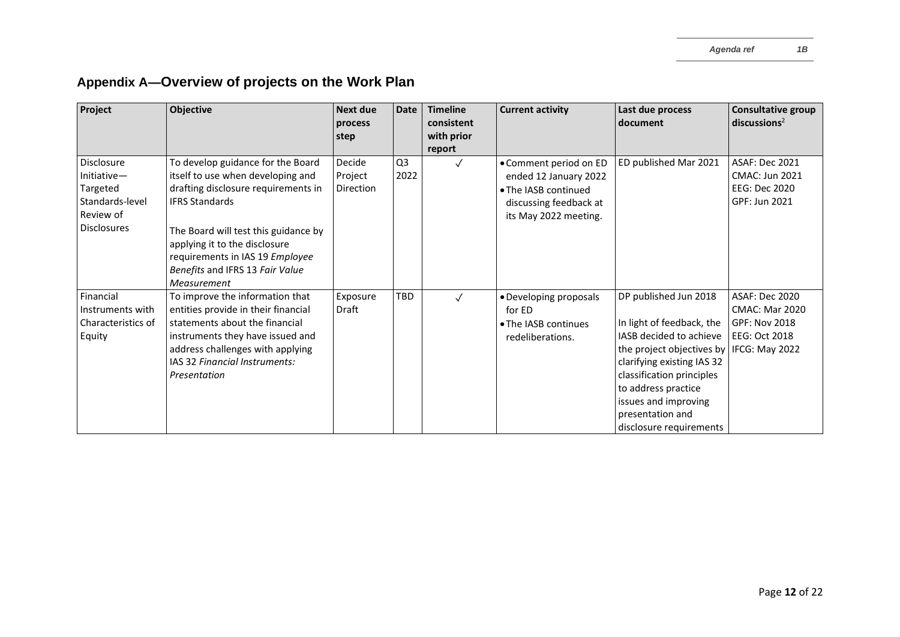## Appendix A—Overview of projects on the Work Plan

| Project | Objective | Next due process step | Date | Timeline consistent with prior report | Current activity | Last due process document | Consultative group discussions[2] |
|---|---|---|---|---|---|---|---|
| Disclosure Initiative—Targeted Standards-level Review of Disclosures | To develop guidance for the Board itself to use when developing and drafting disclosure requirements in IFRS Standards<br><br>The Board will test this guidance by applying it to the disclosure requirements in IAS 19 *Employee Benefits* and IFRS 13 *Fair Value Measurement* | Decide Project Direction | Q3 2022 | ✓ | • Comment period on ED ended 12 January 2022<br>• The IASB continued discussing feedback at its May 2022 meeting. | ED published Mar 2021 | ASAF: Dec 2021<br>CMAC: Jun 2021<br>EEG: Dec 2020<br>GPF: Jun 2021 |
| Financial Instruments with Characteristics of Equity | To improve the information that entities provide in their financial statements about the financial instruments they have issued and address challenges with applying IAS 32 *Financial Instruments: Presentation* | Exposure Draft | TBD | ✓ | • Developing proposals for ED<br>• The IASB continues redeliberations. | DP published Jun 2018<br><br>In light of feedback, the IASB decided to achieve the project objectives by clarifying existing IAS 32 classification principles to address practice issues and improving presentation and disclosure requirements | ASAF: Dec 2020<br>CMAC: Mar 2020<br>GPF: Nov 2018<br>EEG: Oct 2018<br>IFCG: May 2022 |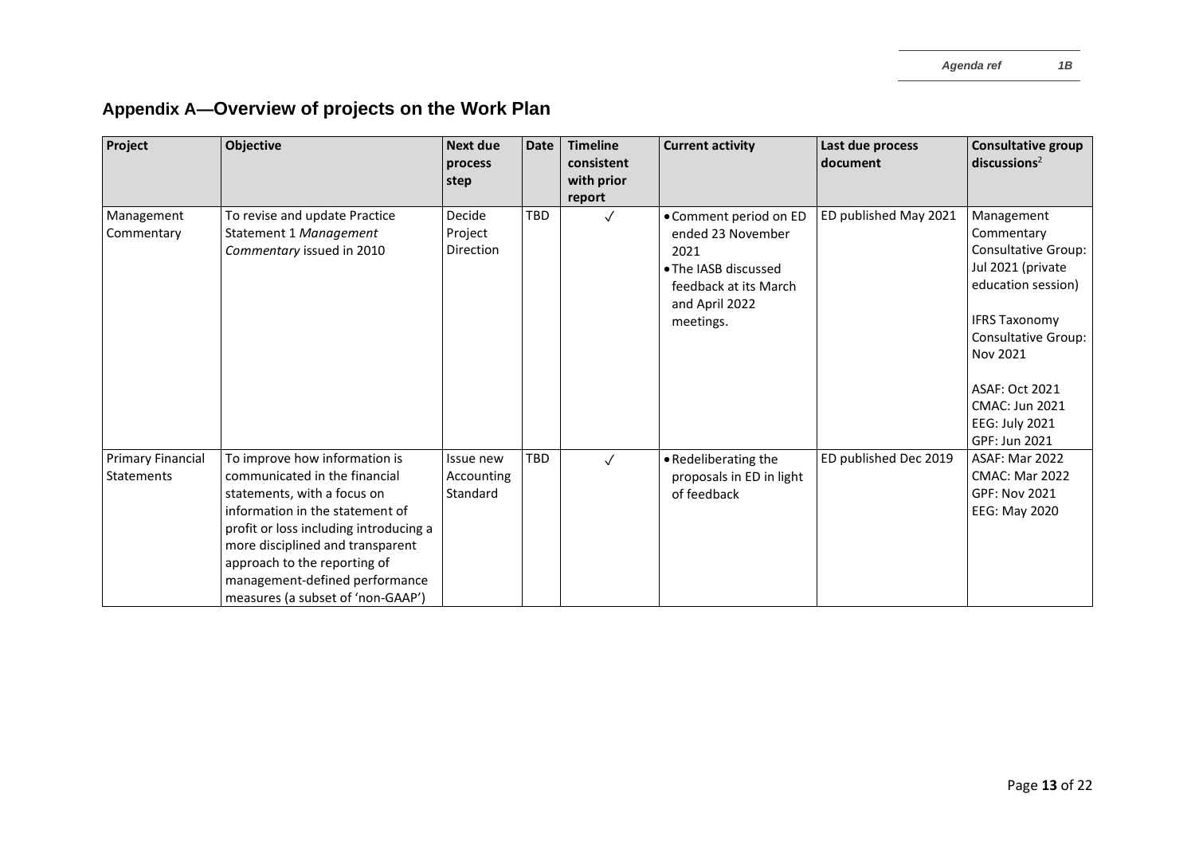## Appendix A—Overview of projects on the Work Plan

| Project | Objective | Next due process step | Date | Timeline consistent with prior report | Current activity | Last due process document | Consultative group discussions[2] |
|---|---|---|---|---|---|---|---|
| Management Commentary | To revise and update Practice Statement 1 *Management Commentary* issued in 2010 | Decide Project Direction | TBD | ✓ | • Comment period on ED ended 23 November 2021<br>• The IASB discussed feedback at its March and April 2022 meetings. | ED published May 2021 | Management Commentary Consultative Group: Jul 2021 (private education session)<br><br>IFRS Taxonomy Consultative Group: Nov 2021<br><br>ASAF: Oct 2021<br>CMAC: Jun 2021<br>EEG: July 2021<br>GPF: Jun 2021 |
| Primary Financial Statements | To improve how information is communicated in the financial statements, with a focus on information in the statement of profit or loss including introducing a more disciplined and transparent approach to the reporting of management-defined performance measures (a subset of 'non-GAAP') | Issue new Accounting Standard | TBD | ✓ | • Redeliberating the proposals in ED in light of feedback | ED published Dec 2019 | ASAF: Mar 2022<br>CMAC: Mar 2022<br>GPF: Nov 2021<br>EEG: May 2020 |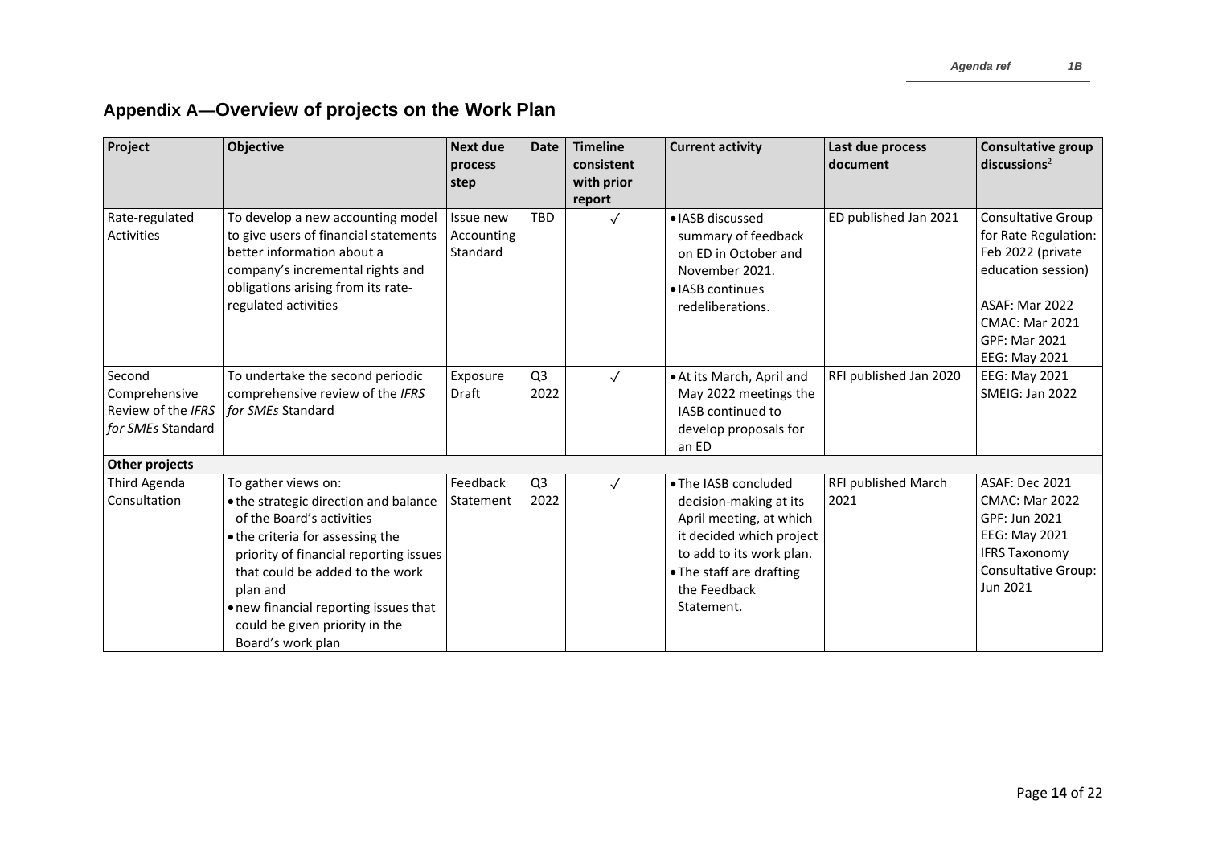## Appendix A—Overview of projects on the Work Plan

| Project | Objective | Next due process step | Date | Timeline consistent with prior report | Current activity | Last due process document | Consultative group discussions[2] |
|---|---|---|---|---|---|---|---|
| Rate-regulated Activities | To develop a new accounting model to give users of financial statements better information about a company's incremental rights and obligations arising from its rate-regulated activities | Issue new Accounting Standard | TBD | ✓ | • IASB discussed summary of feedback on ED in October and November 2021.<br>• IASB continues redeliberations. | ED published Jan 2021 | Consultative Group for Rate Regulation: Feb 2022 (private education session)<br><br>ASAF: Mar 2022<br>CMAC: Mar 2021<br>GPF: Mar 2021<br>EEG: May 2021 |
| Second Comprehensive Review of the *IFRS for SMEs* Standard | To undertake the second periodic comprehensive review of the *IFRS for SMEs* Standard | Exposure Draft | Q3 2022 | ✓ | • At its March, April and May 2022 meetings the IASB continued to develop proposals for an ED | RFI published Jan 2020 | EEG: May 2021<br>SMEIG: Jan 2022 |
| **Other projects** | | | | | | | |
| Third Agenda Consultation | To gather views on:<br>• the strategic direction and balance of the Board's activities<br>• the criteria for assessing the priority of financial reporting issues that could be added to the work plan and<br>• new financial reporting issues that could be given priority in the Board's work plan | Feedback Statement | Q3 2022 | ✓ | • The IASB concluded decision-making at its April meeting, at which it decided which project to add to its work plan.<br>• The staff are drafting the Feedback Statement. | RFI published March 2021 | ASAF: Dec 2021<br>CMAC: Mar 2022<br>GPF: Jun 2021<br>EEG: May 2021<br>IFRS Taxonomy Consultative Group: Jun 2021 |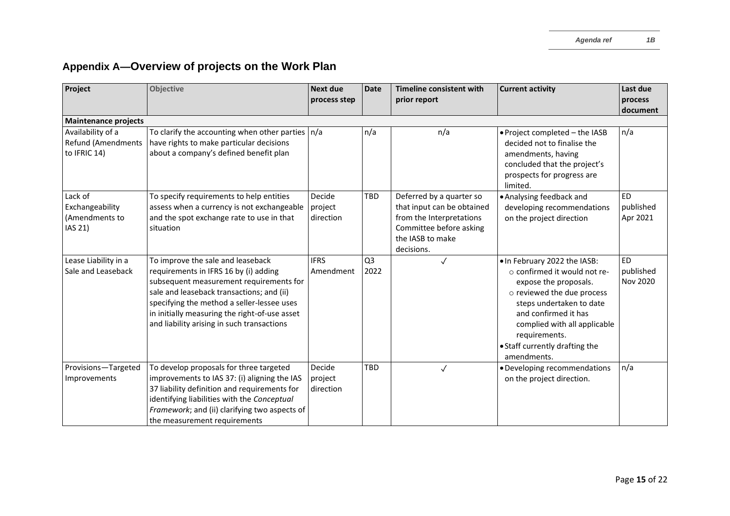## Appendix A—Overview of projects on the Work Plan

| Project | Objective | Next due process step | Date | Timeline consistent with prior report | Current activity | Last due process document |
|---|---|---|---|---|---|---|
| **Maintenance projects** | | | | | | |
| Availability of a Refund (Amendments to IFRIC 14) | To clarify the accounting when other parties have rights to make particular decisions about a company's defined benefit plan | n/a | n/a | n/a | • Project completed – the IASB decided not to finalise the amendments, having concluded that the project's prospects for progress are limited. | n/a |
| Lack of Exchangeability (Amendments to IAS 21) | To specify requirements to help entities assess when a currency is not exchangeable and the spot exchange rate to use in that situation | Decide project direction | TBD | Deferred by a quarter so that input can be obtained from the Interpretations Committee before asking the IASB to make decisions. | • Analysing feedback and developing recommendations on the project direction | ED published Apr 2021 |
| Lease Liability in a Sale and Leaseback | To improve the sale and leaseback requirements in IFRS 16 by (i) adding subsequent measurement requirements for sale and leaseback transactions; and (ii) specifying the method a seller-lessee uses in initially measuring the right-of-use asset and liability arising in such transactions | IFRS Amendment | Q3 2022 | ✓ | • In February 2022 the IASB:<br>○ confirmed it would not re-expose the proposals.<br>○ reviewed the due process steps undertaken to date and confirmed it has complied with all applicable requirements.<br>• Staff currently drafting the amendments. | ED published Nov 2020 |
| Provisions—Targeted Improvements | To develop proposals for three targeted improvements to IAS 37: (i) aligning the IAS 37 liability definition and requirements for identifying liabilities with the *Conceptual Framework*; and (ii) clarifying two aspects of the measurement requirements | Decide project direction | TBD | ✓ | • Developing recommendations on the project direction. | n/a |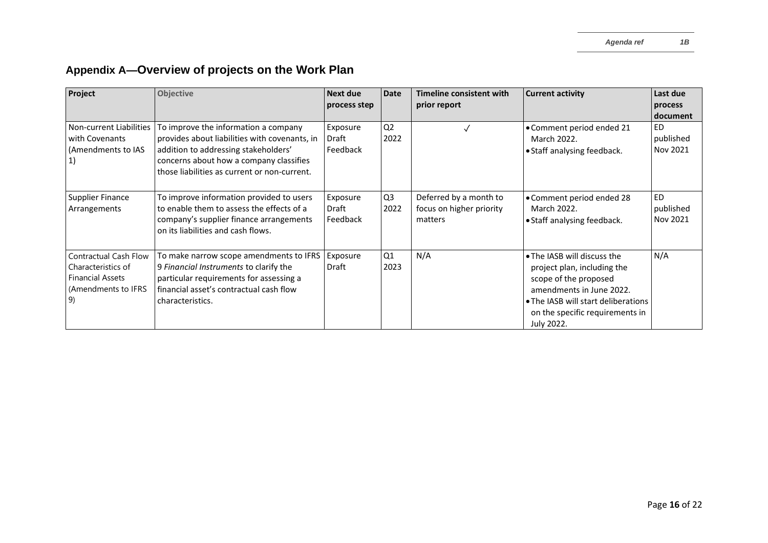## Appendix A—Overview of projects on the Work Plan

| Project | Objective | Next due process step | Date | Timeline consistent with prior report | Current activity | Last due process document |
|---|---|---|---|---|---|---|
| Non-current Liabilities with Covenants (Amendments to IAS 1) | To improve the information a company provides about liabilities with covenants, in addition to addressing stakeholders' concerns about how a company classifies those liabilities as current or non-current. | Exposure Draft Feedback | Q2 2022 | ✓ | • Comment period ended 21 March 2022.<br>• Staff analysing feedback. | ED published Nov 2021 |
| Supplier Finance Arrangements | To improve information provided to users to enable them to assess the effects of a company's supplier finance arrangements on its liabilities and cash flows. | Exposure Draft Feedback | Q3 2022 | Deferred by a month to focus on higher priority matters | • Comment period ended 28 March 2022.<br>• Staff analysing feedback. | ED published Nov 2021 |
| Contractual Cash Flow Characteristics of Financial Assets (Amendments to IFRS 9) | To make narrow scope amendments to IFRS 9 *Financial Instruments* to clarify the particular requirements for assessing a financial asset's contractual cash flow characteristics. | Exposure Draft | Q1 2023 | N/A | • The IASB will discuss the project plan, including the scope of the proposed amendments in June 2022.<br>• The IASB will start deliberations on the specific requirements in July 2022. | N/A |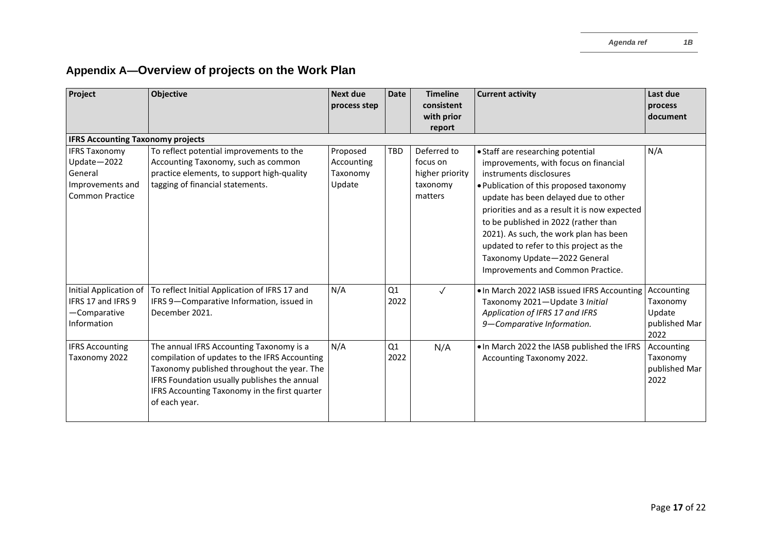## Appendix A—Overview of projects on the Work Plan

| Project | Objective | Next due process step | Date | Timeline consistent with prior report | Current activity | Last due process document |
|---|---|---|---|---|---|---|
| **IFRS Accounting Taxonomy projects** | | | | | | |
| IFRS Taxonomy Update—2022 General Improvements and Common Practice | To reflect potential improvements to the Accounting Taxonomy, such as common practice elements, to support high-quality tagging of financial statements. | Proposed Accounting Taxonomy Update | TBD | Deferred to focus on higher priority taxonomy matters | • Staff are researching potential improvements, with focus on financial instruments disclosures<br>• Publication of this proposed taxonomy update has been delayed due to other priorities and as a result it is now expected to be published in 2022 (rather than 2021). As such, the work plan has been updated to refer to this project as the Taxonomy Update—2022 General Improvements and Common Practice. | N/A |
| Initial Application of IFRS 17 and IFRS 9—Comparative Information | To reflect Initial Application of IFRS 17 and IFRS 9—Comparative Information, issued in December 2021. | N/A | Q1 2022 | ✓ | • In March 2022 IASB issued IFRS Accounting Taxonomy 2021—Update 3 *Initial Application of IFRS 17 and IFRS 9—Comparative Information.* | Accounting Taxonomy Update published Mar 2022 |
| IFRS Accounting Taxonomy 2022 | The annual IFRS Accounting Taxonomy is a compilation of updates to the IFRS Accounting Taxonomy published throughout the year. The IFRS Foundation usually publishes the annual IFRS Accounting Taxonomy in the first quarter of each year. | N/A | Q1 2022 | N/A | • In March 2022 the IASB published the IFRS Accounting Taxonomy 2022. | Accounting Taxonomy published Mar 2022 |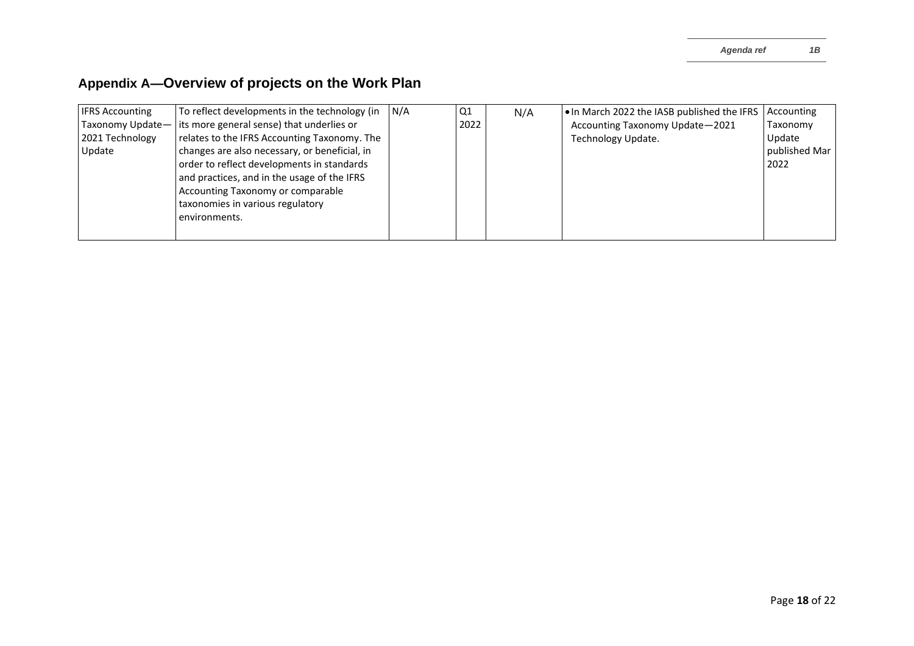## Appendix A—Overview of projects on the Work Plan

| | | | | | | |
|---|---|---|---|---|---|---|
| IFRS Accounting Taxonomy Update—2021 Technology Update | To reflect developments in the technology (in its more general sense) that underlies or relates to the IFRS Accounting Taxonomy. The changes are also necessary, or beneficial, in order to reflect developments in standards and practices, and in the usage of the IFRS Accounting Taxonomy or comparable taxonomies in various regulatory environments. | N/A | Q1 2022 | N/A | • In March 2022 the IASB published the IFRS Accounting Taxonomy Update—2021 Technology Update. | Accounting Taxonomy Update published Mar 2022 |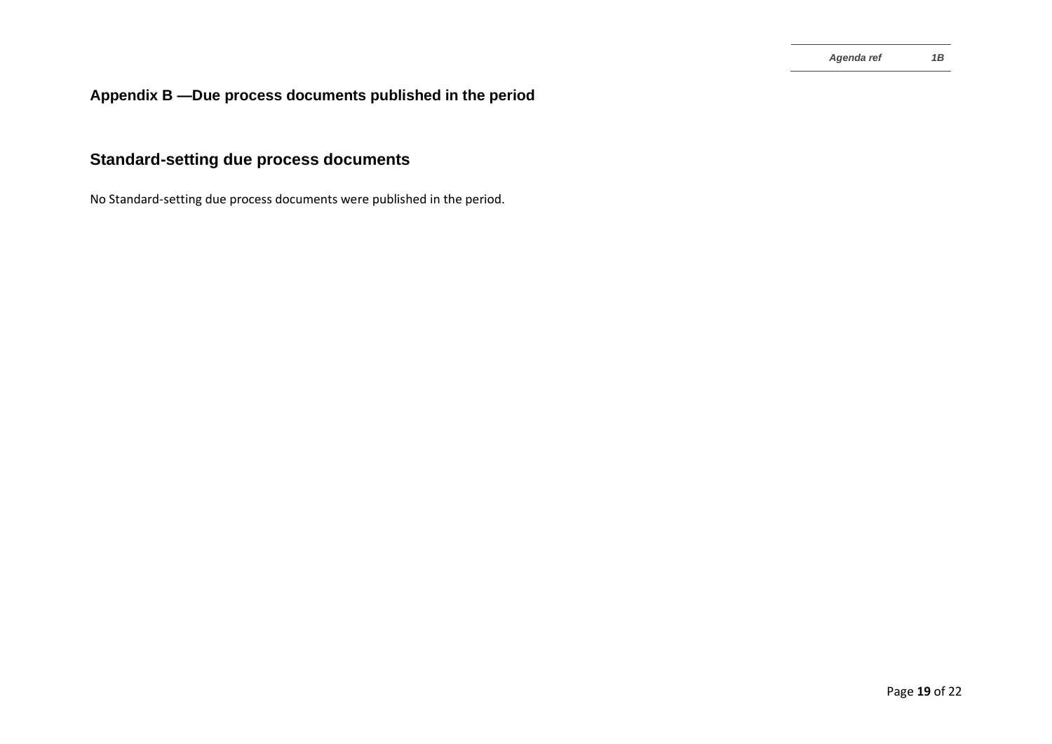## Appendix B —Due process documents published in the period

## Standard-setting due process documents

No Standard-setting due process documents were published in the period.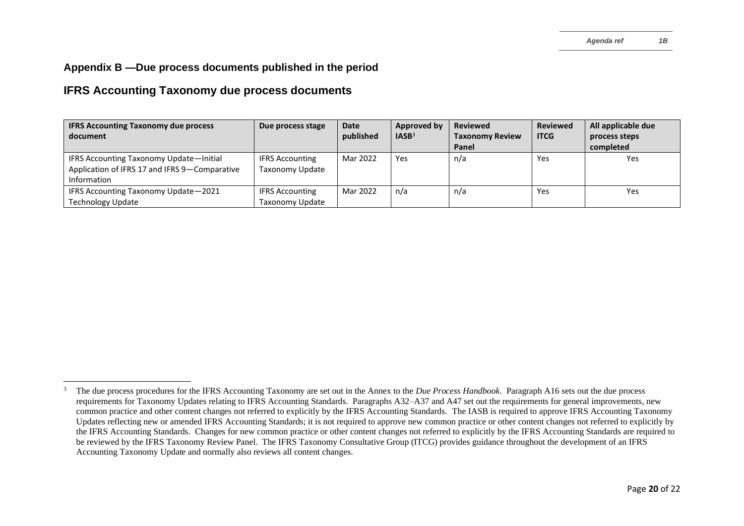## Appendix B —Due process documents published in the period

## IFRS Accounting Taxonomy due process documents

| IFRS Accounting Taxonomy due process document | Due process stage | Date published | Approved by IASB[3] | Reviewed Taxonomy Review Panel | Reviewed ITCG | All applicable due process steps completed |
|---|---|---|---|---|---|---|
| IFRS Accounting Taxonomy Update—Initial Application of IFRS 17 and IFRS 9—Comparative Information | IFRS Accounting Taxonomy Update | Mar 2022 | Yes | n/a | Yes | Yes |
| IFRS Accounting Taxonomy Update—2021 Technology Update | IFRS Accounting Taxonomy Update | Mar 2022 | n/a | n/a | Yes | Yes |

[3] The due process procedures for the IFRS Accounting Taxonomy are set out in the Annex to the *Due Process Handbook*. Paragraph A16 sets out the due process requirements for Taxonomy Updates relating to IFRS Accounting Standards. Paragraphs A32–A37 and A47 set out the requirements for general improvements, new common practice and other content changes not referred to explicitly by the IFRS Accounting Standards. The IASB is required to approve IFRS Accounting Taxonomy Updates reflecting new or amended IFRS Accounting Standards; it is not required to approve new common practice or other content changes not referred to explicitly by the IFRS Accounting Standards. Changes for new common practice or other content changes not referred to explicitly by the IFRS Accounting Standards are required to be reviewed by the IFRS Taxonomy Review Panel. The IFRS Taxonomy Consultative Group (ITCG) provides guidance throughout the development of an IFRS Accounting Taxonomy Update and normally also reviews all content changes.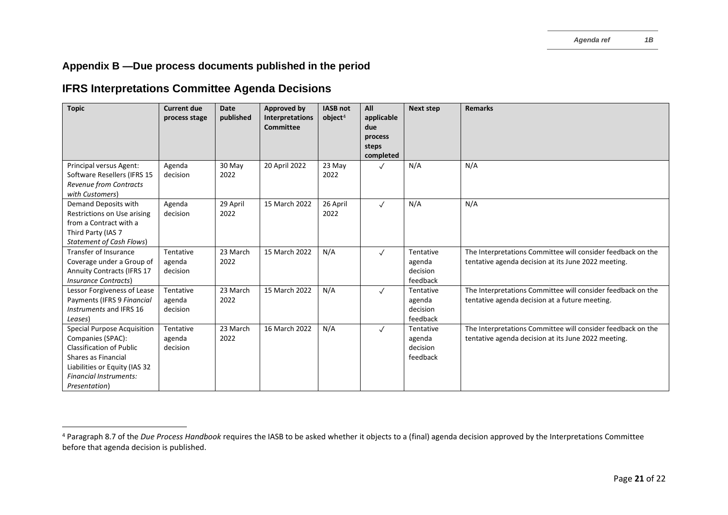## Appendix B —Due process documents published in the period

## IFRS Interpretations Committee Agenda Decisions

| Topic | Current due process stage | Date published | Approved by Interpretations Committee | IASB not object[4] | All applicable due process steps completed | Next step | Remarks |
|---|---|---|---|---|---|---|---|
| Principal versus Agent: Software Resellers (IFRS 15 *Revenue from Contracts with Customers*) | Agenda decision | 30 May 2022 | 20 April 2022 | 23 May 2022 | ✓ | N/A | N/A |
| Demand Deposits with Restrictions on Use arising from a Contract with a Third Party (IAS 7 *Statement of Cash Flows*) | Agenda decision | 29 April 2022 | 15 March 2022 | 26 April 2022 | ✓ | N/A | N/A |
| Transfer of Insurance Coverage under a Group of Annuity Contracts (IFRS 17 *Insurance Contracts*) | Tentative agenda decision | 23 March 2022 | 15 March 2022 | N/A | ✓ | Tentative agenda decision feedback | The Interpretations Committee will consider feedback on the tentative agenda decision at its June 2022 meeting. |
| Lessor Forgiveness of Lease Payments (IFRS 9 *Financial Instruments* and IFRS 16 *Leases*) | Tentative agenda decision | 23 March 2022 | 15 March 2022 | N/A | ✓ | Tentative agenda decision feedback | The Interpretations Committee will consider feedback on the tentative agenda decision at a future meeting. |
| Special Purpose Acquisition Companies (SPAC): Classification of Public Shares as Financial Liabilities or Equity (IAS 32 *Financial Instruments: Presentation*) | Tentative agenda decision | 23 March 2022 | 16 March 2022 | N/A | ✓ | Tentative agenda decision feedback | The Interpretations Committee will consider feedback on the tentative agenda decision at its June 2022 meeting. |

[4] Paragraph 8.7 of the *Due Process Handbook* requires the IASB to be asked whether it objects to a (final) agenda decision approved by the Interpretations Committee before that agenda decision is published.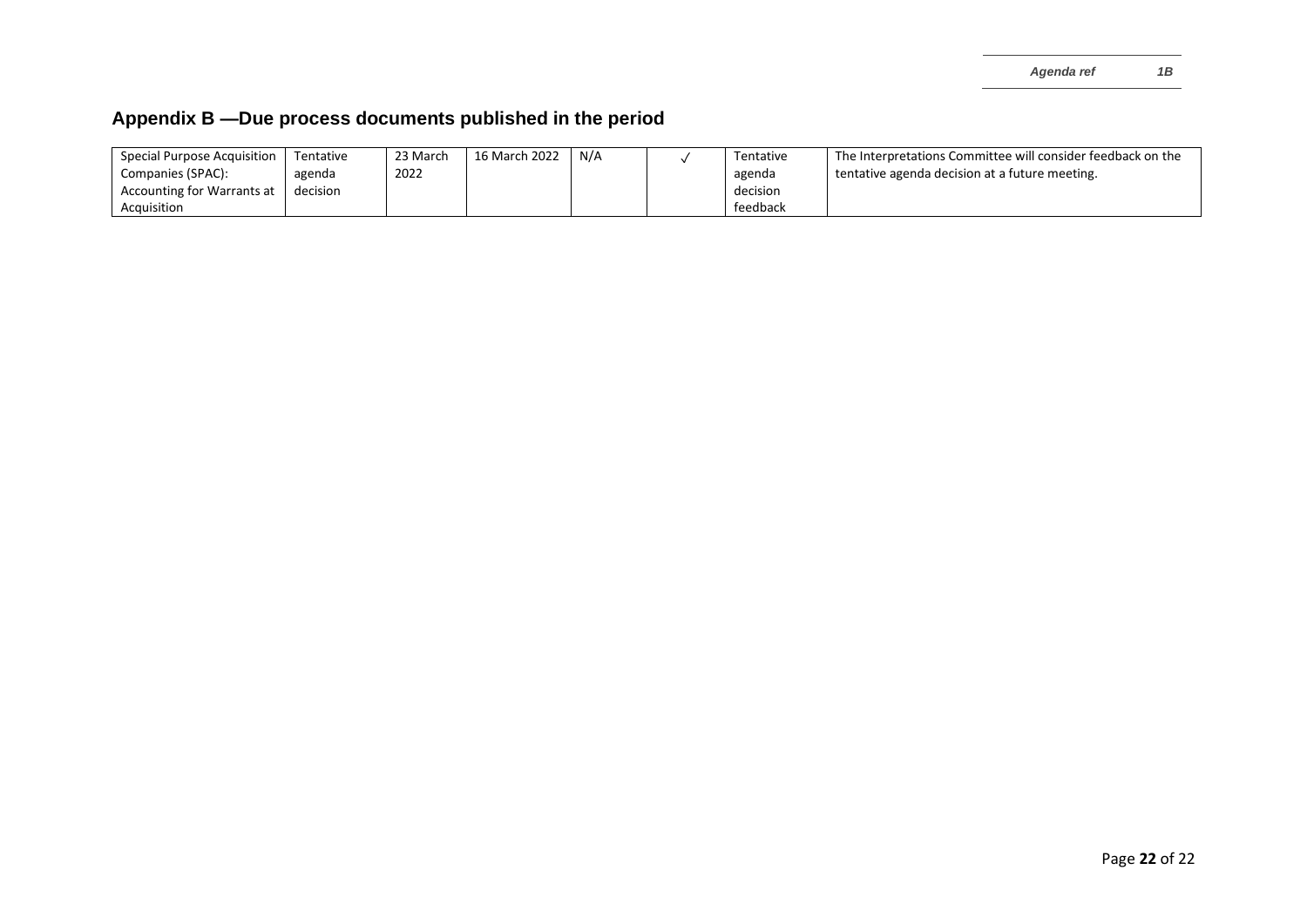## Appendix B —Due process documents published in the period

| | | | | | | | |
|---|---|---|---|---|---|---|---|
| Special Purpose Acquisition Companies (SPAC): Accounting for Warrants at Acquisition | Tentative agenda decision | 23 March 2022 | 16 March 2022 | N/A | ✓ | Tentative agenda decision feedback | The Interpretations Committee will consider feedback on the tentative agenda decision at a future meeting. |